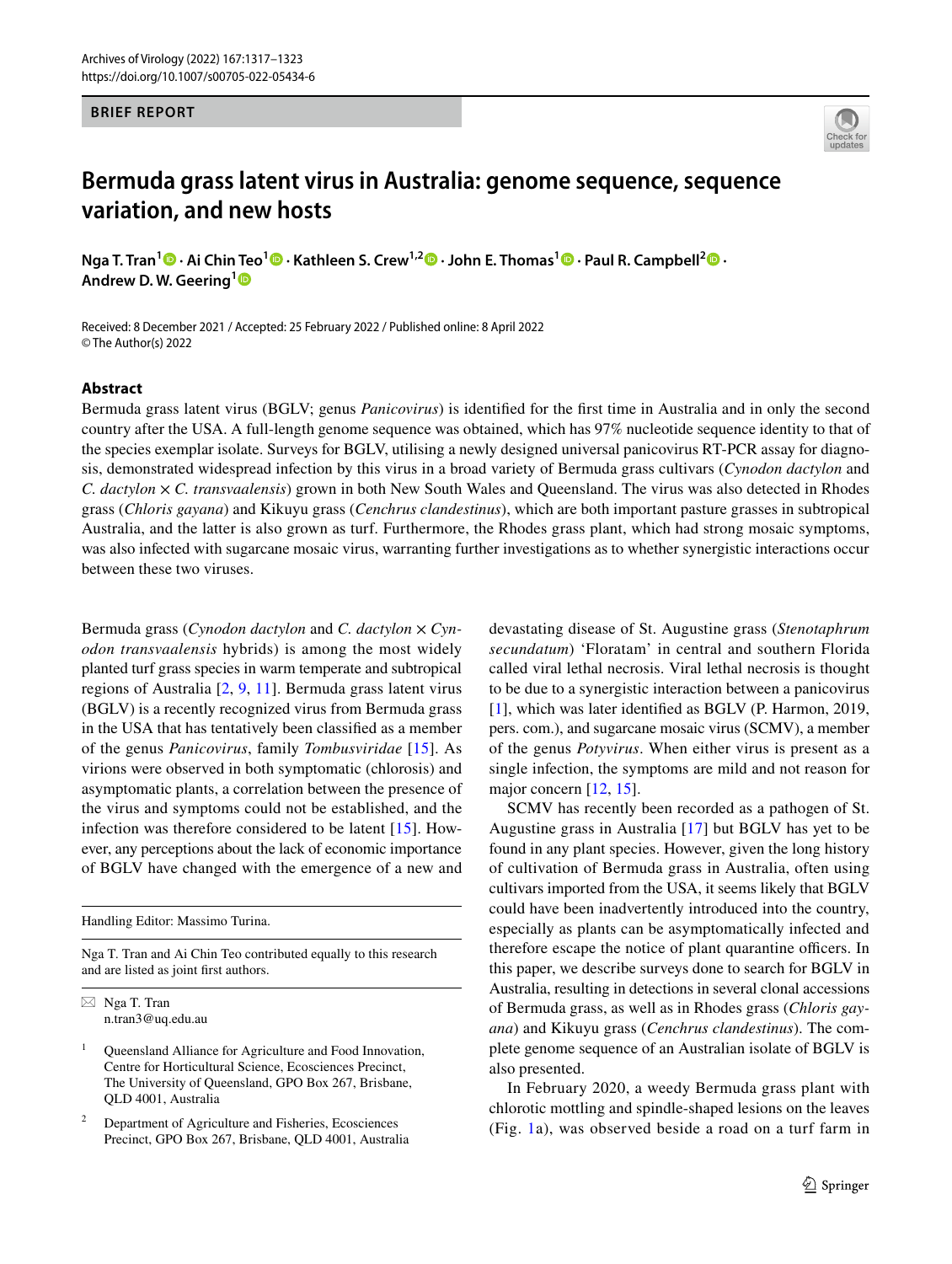BRIEF REPORT

# Bermuda grass latent virus in Australia: genome sequence, sequence variation, and new hosts

**Nga T. Tran[1] · Ai Chin Teo[1] · Kathleen S. Crew[1,2] · John E. Thomas[1] · Paul R. Campbell[2] · Andrew D. W. Geering[1]**

Received: 8 December 2021 / Accepted: 25 February 2022 / Published online: 8 April 2022
© The Author(s) 2022

## Abstract

Bermuda grass latent virus (BGLV; genus *Panicovirus*) is identified for the first time in Australia and in only the second country after the USA. A full-length genome sequence was obtained, which has 97% nucleotide sequence identity to that of the species exemplar isolate. Surveys for BGLV, utilising a newly designed universal panicovirus RT-PCR assay for diagnosis, demonstrated widespread infection by this virus in a broad variety of Bermuda grass cultivars (*Cynodon dactylon* and *C. dactylon* × *C. transvaalensis*) grown in both New South Wales and Queensland. The virus was also detected in Rhodes grass (*Chloris gayana*) and Kikuyu grass (*Cenchrus clandestinus*), which are both important pasture grasses in subtropical Australia, and the latter is also grown as turf. Furthermore, the Rhodes grass plant, which had strong mosaic symptoms, was also infected with sugarcane mosaic virus, warranting further investigations as to whether synergistic interactions occur between these two viruses.

Bermuda grass (*Cynodon dactylon* and *C. dactylon* × *Cynodon transvaalensis* hybrids) is among the most widely planted turf grass species in warm temperate and subtropical regions of Australia [2, 9, 11]. Bermuda grass latent virus (BGLV) is a recently recognized virus from Bermuda grass in the USA that has tentatively been classified as a member of the genus *Panicovirus*, family *Tombusviridae* [15]. As virions were observed in both symptomatic (chlorosis) and asymptomatic plants, a correlation between the presence of the virus and symptoms could not be established, and the infection was therefore considered to be latent [15]. However, any perceptions about the lack of economic importance of BGLV have changed with the emergence of a new and devastating disease of St. Augustine grass (*Stenotaphrum secundatum*) 'Floratam' in central and southern Florida called viral lethal necrosis. Viral lethal necrosis is thought to be due to a synergistic interaction between a panicovirus [1], which was later identified as BGLV (P. Harmon, 2019, pers. com.), and sugarcane mosaic virus (SCMV), a member of the genus *Potyvirus*. When either virus is present as a single infection, the symptoms are mild and not reason for major concern [12, 15].

SCMV has recently been recorded as a pathogen of St. Augustine grass in Australia [17] but BGLV has yet to be found in any plant species. However, given the long history of cultivation of Bermuda grass in Australia, often using cultivars imported from the USA, it seems likely that BGLV could have been inadvertently introduced into the country, especially as plants can be asymptomatically infected and therefore escape the notice of plant quarantine officers. In this paper, we describe surveys done to search for BGLV in Australia, resulting in detections in several clonal accessions of Bermuda grass, as well as in Rhodes grass (*Chloris gayana*) and Kikuyu grass (*Cenchrus clandestinus*). The complete genome sequence of an Australian isolate of BGLV is also presented.

In February 2020, a weedy Bermuda grass plant with chlorotic mottling and spindle-shaped lesions on the leaves (Fig. 1a), was observed beside a road on a turf farm in

---

Handling Editor: Massimo Turina.

Nga T. Tran and Ai Chin Teo contributed equally to this research and are listed as joint first authors.

✉ Nga T. Tran
n.tran3@uq.edu.au

[1] Queensland Alliance for Agriculture and Food Innovation, Centre for Horticultural Science, Ecosciences Precinct, The University of Queensland, GPO Box 267, Brisbane, QLD 4001, Australia

[2] Department of Agriculture and Fisheries, Ecosciences Precinct, GPO Box 267, Brisbane, QLD 4001, Australia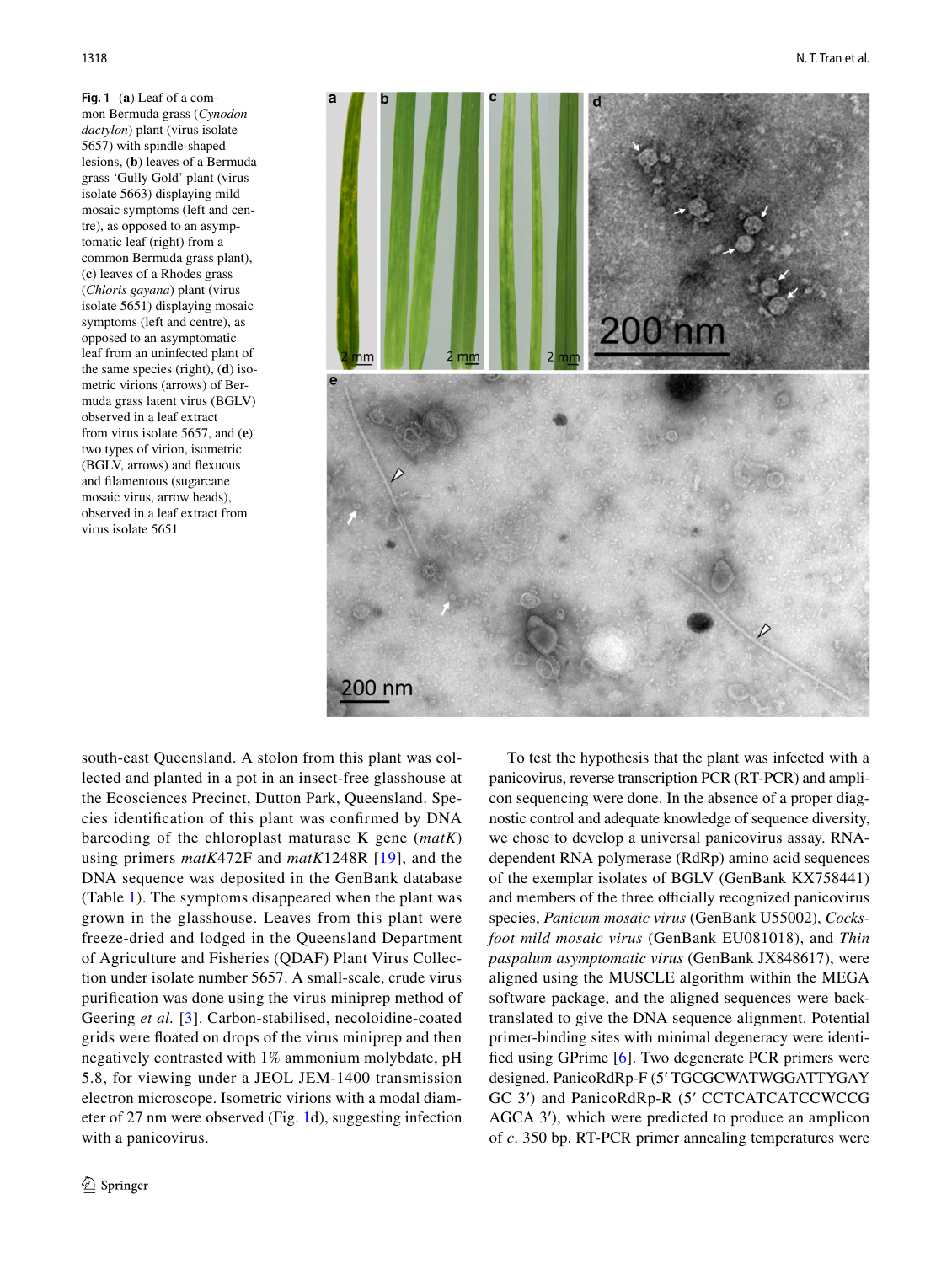**Fig. 1** (**a**) Leaf of a common Bermuda grass (*Cynodon dactylon*) plant (virus isolate 5657) with spindle-shaped lesions, (**b**) leaves of a Bermuda grass 'Gully Gold' plant (virus isolate 5663) displaying mild mosaic symptoms (left and centre), as opposed to an asymptomatic leaf (right) from a common Bermuda grass plant), (**c**) leaves of a Rhodes grass (*Chloris gayana*) plant (virus isolate 5651) displaying mosaic symptoms (left and centre), as opposed to an asymptomatic leaf from an uninfected plant of the same species (right), (**d**) isometric virions (arrows) of Bermuda grass latent virus (BGLV) observed in a leaf extract from virus isolate 5657, and (**e**) two types of virion, isometric (BGLV, arrows) and flexuous and filamentous (sugarcane mosaic virus, arrow heads), observed in a leaf extract from virus isolate 5651

south-east Queensland. A stolon from this plant was collected and planted in a pot in an insect-free glasshouse at the Ecosciences Precinct, Dutton Park, Queensland. Species identification of this plant was confirmed by DNA barcoding of the chloroplast maturase K gene (*matK*) using primers *matK*472F and *matK*1248R [19], and the DNA sequence was deposited in the GenBank database (Table 1). The symptoms disappeared when the plant was grown in the glasshouse. Leaves from this plant were freeze-dried and lodged in the Queensland Department of Agriculture and Fisheries (QDAF) Plant Virus Collection under isolate number 5657. A small-scale, crude virus purification was done using the virus miniprep method of Geering *et al.* [3]. Carbon-stabilised, necoloidine-coated grids were floated on drops of the virus miniprep and then negatively contrasted with 1% ammonium molybdate, pH 5.8, for viewing under a JEOL JEM-1400 transmission electron microscope. Isometric virions with a modal diameter of 27 nm were observed (Fig. 1d), suggesting infection with a panicovirus.

To test the hypothesis that the plant was infected with a panicovirus, reverse transcription PCR (RT-PCR) and amplicon sequencing were done. In the absence of a proper diagnostic control and adequate knowledge of sequence diversity, we chose to develop a universal panicovirus assay. RNA-dependent RNA polymerase (RdRp) amino acid sequences of the exemplar isolates of BGLV (GenBank KX758441) and members of the three officially recognized panicovirus species, *Panicum mosaic virus* (GenBank U55002), *Cocksfoot mild mosaic virus* (GenBank EU081018), and *Thin paspalum asymptomatic virus* (GenBank JX848617), were aligned using the MUSCLE algorithm within the MEGA software package, and the aligned sequences were back-translated to give the DNA sequence alignment. Potential primer-binding sites with minimal degeneracy were identified using GPrime [6]. Two degenerate PCR primers were designed, PanicoRdRp-F (5′ TGCGCWATWGGATTYGAY GC 3′) and PanicoRdRp-R (5′ CCTCATCATCCWCCG AGCA 3′), which were predicted to produce an amplicon of *c*. 350 bp. RT-PCR primer annealing temperatures were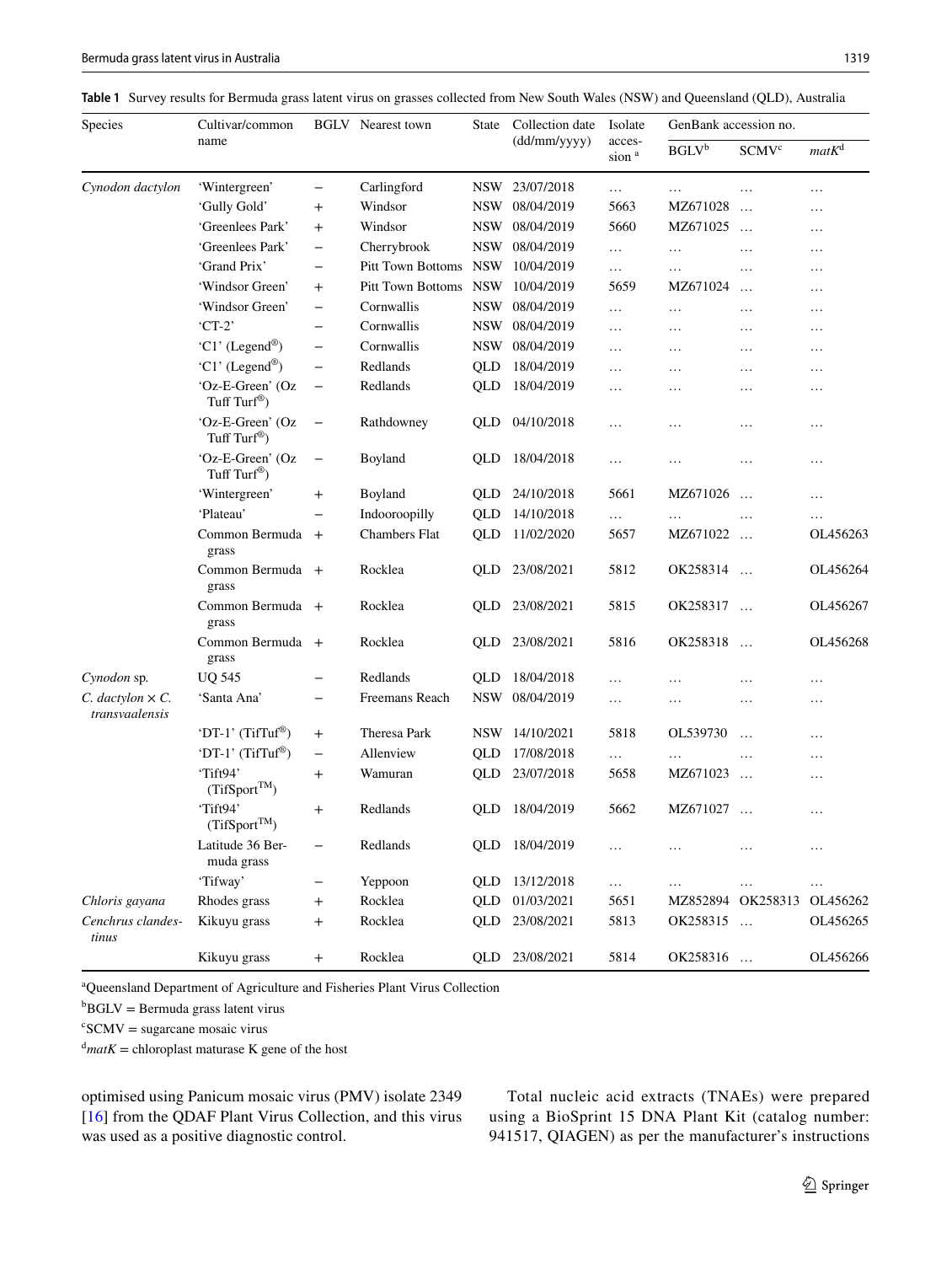**Table 1** Survey results for Bermuda grass latent virus on grasses collected from New South Wales (NSW) and Queensland (QLD), Australia

| Species | Cultivar/common name | BGLV | Nearest town | State | Collection date (dd/mm/yyyy) | Isolate accession [a] | GenBank accession no. | | |
|---|---|---|---|---|---|---|---|---|---|
| | | | | | | | BGLV[b] | SCMV[c] | *matK*[d] |
| *Cynodon dactylon* | 'Wintergreen' | − | Carlingford | NSW | 23/07/2018 | … | … | … | … |
| | 'Gully Gold' | + | Windsor | NSW | 08/04/2019 | 5663 | MZ671028 | … | … |
| | 'Greenlees Park' | + | Windsor | NSW | 08/04/2019 | 5660 | MZ671025 | … | … |
| | 'Greenlees Park' | − | Cherrybrook | NSW | 08/04/2019 | … | … | … | … |
| | 'Grand Prix' | − | Pitt Town Bottoms | NSW | 10/04/2019 | … | … | … | … |
| | 'Windsor Green' | + | Pitt Town Bottoms | NSW | 10/04/2019 | 5659 | MZ671024 | … | … |
| | 'Windsor Green' | − | Cornwallis | NSW | 08/04/2019 | … | … | … | … |
| | 'CT-2' | − | Cornwallis | NSW | 08/04/2019 | … | … | … | … |
| | 'C1' (Legend®) | − | Cornwallis | NSW | 08/04/2019 | … | … | … | … |
| | 'C1' (Legend®) | − | Redlands | QLD | 18/04/2019 | … | … | … | … |
| | 'Oz-E-Green' (Oz Tuff Turf®) | − | Redlands | QLD | 18/04/2019 | … | … | … | … |
| | 'Oz-E-Green' (Oz Tuff Turf®) | − | Rathdowney | QLD | 04/10/2018 | … | … | … | … |
| | 'Oz-E-Green' (Oz Tuff Turf®) | − | Boyland | QLD | 18/04/2018 | … | … | … | … |
| | 'Wintergreen' | + | Boyland | QLD | 24/10/2018 | 5661 | MZ671026 | … | … |
| | 'Plateau' | − | Indooroopilly | QLD | 14/10/2018 | … | … | … | … |
| | Common Bermuda grass | + | Chambers Flat | QLD | 11/02/2020 | 5657 | MZ671022 | … | OL456263 |
| | Common Bermuda grass | + | Rocklea | QLD | 23/08/2021 | 5812 | OK258314 | … | OL456264 |
| | Common Bermuda grass | + | Rocklea | QLD | 23/08/2021 | 5815 | OK258317 | … | OL456267 |
| | Common Bermuda grass | + | Rocklea | QLD | 23/08/2021 | 5816 | OK258318 | … | OL456268 |
| *Cynodon* sp. | UQ 545 | − | Redlands | QLD | 18/04/2018 | … | … | … | … |
| *C. dactylon* × *C. transvaalensis* | 'Santa Ana' | − | Freemans Reach | NSW | 08/04/2019 | … | … | … | … |
| | 'DT-1' (TifTuf®) | + | Theresa Park | NSW | 14/10/2021 | 5818 | OL539730 | … | … |
| | 'DT-1' (TifTuf®) | − | Allenview | QLD | 17/08/2018 | … | … | … | … |
| | 'Tift94' (TifSport™) | + | Wamuran | QLD | 23/07/2018 | 5658 | MZ671023 | … | … |
| | 'Tift94' (TifSport™) | + | Redlands | QLD | 18/04/2019 | 5662 | MZ671027 | … | … |
| | Latitude 36 Bermuda grass | − | Redlands | QLD | 18/04/2019 | … | … | … | … |
| | 'Tifway' | − | Yeppoon | QLD | 13/12/2018 | … | … | … | … |
| *Chloris gayana* | Rhodes grass | + | Rocklea | QLD | 01/03/2021 | 5651 | MZ852894 | OK258313 | OL456262 |
| *Cenchrus clandestinus* | Kikuyu grass | + | Rocklea | QLD | 23/08/2021 | 5813 | OK258315 | … | OL456265 |
| | Kikuyu grass | + | Rocklea | QLD | 23/08/2021 | 5814 | OK258316 | … | OL456266 |

[a]Queensland Department of Agriculture and Fisheries Plant Virus Collection

[b]BGLV = Bermuda grass latent virus

[c]SCMV = sugarcane mosaic virus

[d]*matK* = chloroplast maturase K gene of the host

optimised using Panicum mosaic virus (PMV) isolate 2349 [16] from the QDAF Plant Virus Collection, and this virus was used as a positive diagnostic control.

Total nucleic acid extracts (TNAEs) were prepared using a BioSprint 15 DNA Plant Kit (catalog number: 941517, QIAGEN) as per the manufacturer's instructions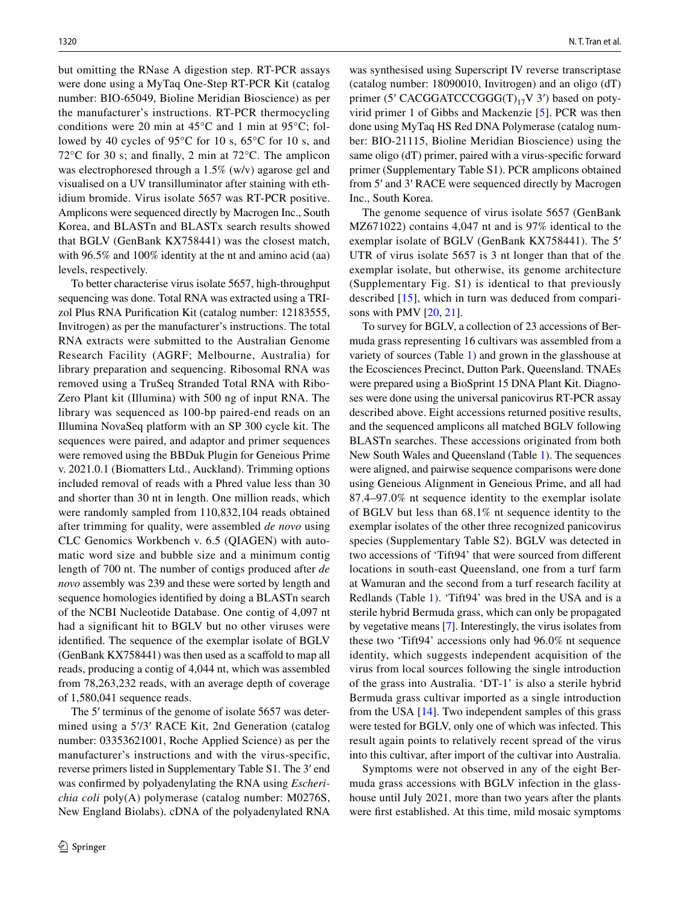but omitting the RNase A digestion step. RT-PCR assays were done using a MyTaq One-Step RT-PCR Kit (catalog number: BIO-65049, Bioline Meridian Bioscience) as per the manufacturer's instructions. RT-PCR thermocycling conditions were 20 min at 45°C and 1 min at 95°C; followed by 40 cycles of 95°C for 10 s, 65°C for 10 s, and 72°C for 30 s; and finally, 2 min at 72°C. The amplicon was electrophoresed through a 1.5% (w/v) agarose gel and visualised on a UV transilluminator after staining with ethidium bromide. Virus isolate 5657 was RT-PCR positive. Amplicons were sequenced directly by Macrogen Inc., South Korea, and BLASTn and BLASTx search results showed that BGLV (GenBank KX758441) was the closest match, with 96.5% and 100% identity at the nt and amino acid (aa) levels, respectively.

To better characterise virus isolate 5657, high-throughput sequencing was done. Total RNA was extracted using a TRIzol Plus RNA Purification Kit (catalog number: 12183555, Invitrogen) as per the manufacturer's instructions. The total RNA extracts were submitted to the Australian Genome Research Facility (AGRF; Melbourne, Australia) for library preparation and sequencing. Ribosomal RNA was removed using a TruSeq Stranded Total RNA with Ribo-Zero Plant kit (Illumina) with 500 ng of input RNA. The library was sequenced as 100-bp paired-end reads on an Illumina NovaSeq platform with an SP 300 cycle kit. The sequences were paired, and adaptor and primer sequences were removed using the BBDuk Plugin for Geneious Prime v. 2021.0.1 (Biomatters Ltd., Auckland). Trimming options included removal of reads with a Phred value less than 30 and shorter than 30 nt in length. One million reads, which were randomly sampled from 110,832,104 reads obtained after trimming for quality, were assembled *de novo* using CLC Genomics Workbench v. 6.5 (QIAGEN) with automatic word size and bubble size and a minimum contig length of 700 nt. The number of contigs produced after *de novo* assembly was 239 and these were sorted by length and sequence homologies identified by doing a BLASTn search of the NCBI Nucleotide Database. One contig of 4,097 nt had a significant hit to BGLV but no other viruses were identified. The sequence of the exemplar isolate of BGLV (GenBank KX758441) was then used as a scaffold to map all reads, producing a contig of 4,044 nt, which was assembled from 78,263,232 reads, with an average depth of coverage of 1,580,041 sequence reads.

The 5′ terminus of the genome of isolate 5657 was determined using a 5′/3′ RACE Kit, 2nd Generation (catalog number: 03353621001, Roche Applied Science) as per the manufacturer's instructions and with the virus-specific, reverse primers listed in Supplementary Table S1. The 3′ end was confirmed by polyadenylating the RNA using *Escherichia coli* poly(A) polymerase (catalog number: M0276S, New England Biolabs). cDNA of the polyadenylated RNA was synthesised using Superscript IV reverse transcriptase (catalog number: 18090010, Invitrogen) and an oligo (dT) primer (5′ CACGGATCCCGGG$(T)_{17}$V 3′) based on potyvirid primer 1 of Gibbs and Mackenzie [5]. PCR was then done using MyTaq HS Red DNA Polymerase (catalog number: BIO-21115, Bioline Meridian Bioscience) using the same oligo (dT) primer, paired with a virus-specific forward primer (Supplementary Table S1). PCR amplicons obtained from 5′ and 3′ RACE were sequenced directly by Macrogen Inc., South Korea.

The genome sequence of virus isolate 5657 (GenBank MZ671022) contains 4,047 nt and is 97% identical to the exemplar isolate of BGLV (GenBank KX758441). The 5′ UTR of virus isolate 5657 is 3 nt longer than that of the exemplar isolate, but otherwise, its genome architecture (Supplementary Fig. S1) is identical to that previously described [15], which in turn was deduced from comparisons with PMV [20, 21].

To survey for BGLV, a collection of 23 accessions of Bermuda grass representing 16 cultivars was assembled from a variety of sources (Table 1) and grown in the glasshouse at the Ecosciences Precinct, Dutton Park, Queensland. TNAEs were prepared using a BioSprint 15 DNA Plant Kit. Diagnoses were done using the universal panicovirus RT-PCR assay described above. Eight accessions returned positive results, and the sequenced amplicons all matched BGLV following BLASTn searches. These accessions originated from both New South Wales and Queensland (Table 1). The sequences were aligned, and pairwise sequence comparisons were done using Geneious Alignment in Geneious Prime, and all had 87.4–97.0% nt sequence identity to the exemplar isolate of BGLV but less than 68.1% nt sequence identity to the exemplar isolates of the other three recognized panicovirus species (Supplementary Table S2). BGLV was detected in two accessions of 'Tift94' that were sourced from different locations in south-east Queensland, one from a turf farm at Wamuran and the second from a turf research facility at Redlands (Table 1). 'Tift94' was bred in the USA and is a sterile hybrid Bermuda grass, which can only be propagated by vegetative means [7]. Interestingly, the virus isolates from these two 'Tift94' accessions only had 96.0% nt sequence identity, which suggests independent acquisition of the virus from local sources following the single introduction of the grass into Australia. 'DT-1' is also a sterile hybrid Bermuda grass cultivar imported as a single introduction from the USA [14]. Two independent samples of this grass were tested for BGLV, only one of which was infected. This result again points to relatively recent spread of the virus into this cultivar, after import of the cultivar into Australia.

Symptoms were not observed in any of the eight Bermuda grass accessions with BGLV infection in the glasshouse until July 2021, more than two years after the plants were first established. At this time, mild mosaic symptoms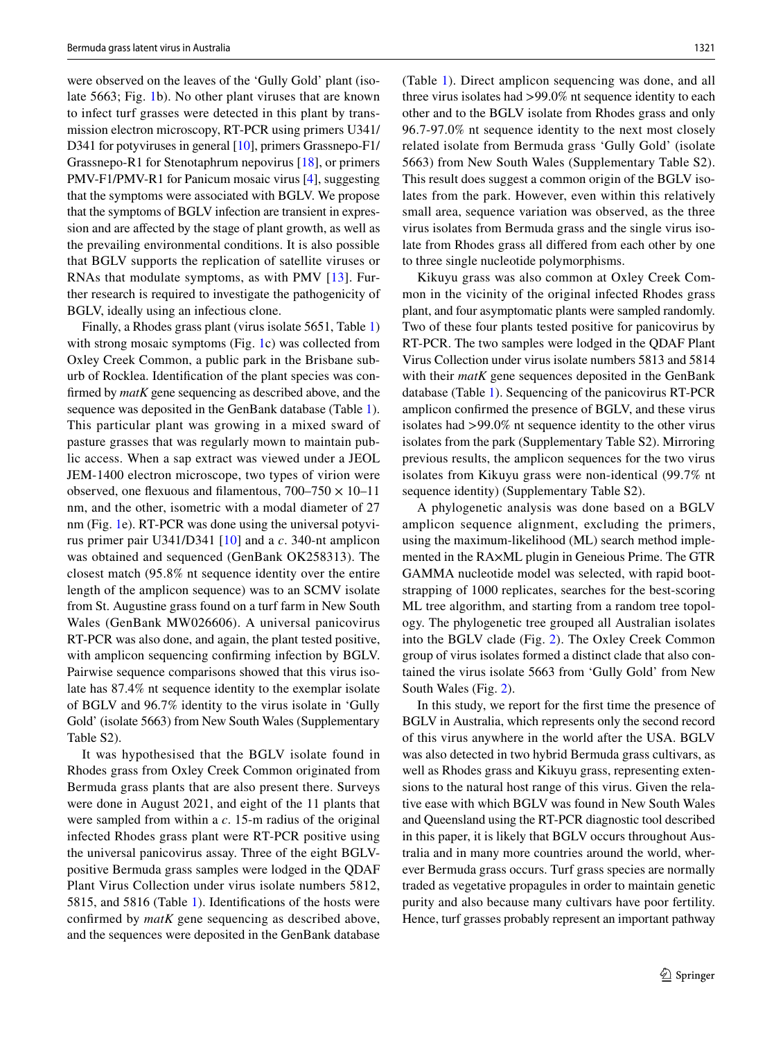were observed on the leaves of the 'Gully Gold' plant (isolate 5663; Fig. 1b). No other plant viruses that are known to infect turf grasses were detected in this plant by transmission electron microscopy, RT-PCR using primers U341/D341 for potyviruses in general [10], primers Grassnepo-F1/Grassnepo-R1 for Stenotaphrum nepovirus [18], or primers PMV-F1/PMV-R1 for Panicum mosaic virus [4], suggesting that the symptoms were associated with BGLV. We propose that the symptoms of BGLV infection are transient in expression and are affected by the stage of plant growth, as well as the prevailing environmental conditions. It is also possible that BGLV supports the replication of satellite viruses or RNAs that modulate symptoms, as with PMV [13]. Further research is required to investigate the pathogenicity of BGLV, ideally using an infectious clone.

Finally, a Rhodes grass plant (virus isolate 5651, Table 1) with strong mosaic symptoms (Fig. 1c) was collected from Oxley Creek Common, a public park in the Brisbane suburb of Rocklea. Identification of the plant species was confirmed by *matK* gene sequencing as described above, and the sequence was deposited in the GenBank database (Table 1). This particular plant was growing in a mixed sward of pasture grasses that was regularly mown to maintain public access. When a sap extract was viewed under a JEOL JEM-1400 electron microscope, two types of virion were observed, one flexuous and filamentous, 700–750 × 10–11 nm, and the other, isometric with a modal diameter of 27 nm (Fig. 1e). RT-PCR was done using the universal potyvirus primer pair U341/D341 [10] and a *c*. 340-nt amplicon was obtained and sequenced (GenBank OK258313). The closest match (95.8% nt sequence identity over the entire length of the amplicon sequence) was to an SCMV isolate from St. Augustine grass found on a turf farm in New South Wales (GenBank MW026606). A universal panicovirus RT-PCR was also done, and again, the plant tested positive, with amplicon sequencing confirming infection by BGLV. Pairwise sequence comparisons showed that this virus isolate has 87.4% nt sequence identity to the exemplar isolate of BGLV and 96.7% identity to the virus isolate in 'Gully Gold' (isolate 5663) from New South Wales (Supplementary Table S2).

It was hypothesised that the BGLV isolate found in Rhodes grass from Oxley Creek Common originated from Bermuda grass plants that are also present there. Surveys were done in August 2021, and eight of the 11 plants that were sampled from within a *c*. 15-m radius of the original infected Rhodes grass plant were RT-PCR positive using the universal panicovirus assay. Three of the eight BGLV-positive Bermuda grass samples were lodged in the QDAF Plant Virus Collection under virus isolate numbers 5812, 5815, and 5816 (Table 1). Identifications of the hosts were confirmed by *matK* gene sequencing as described above, and the sequences were deposited in the GenBank database (Table 1). Direct amplicon sequencing was done, and all three virus isolates had >99.0% nt sequence identity to each other and to the BGLV isolate from Rhodes grass and only 96.7-97.0% nt sequence identity to the next most closely related isolate from Bermuda grass 'Gully Gold' (isolate 5663) from New South Wales (Supplementary Table S2). This result does suggest a common origin of the BGLV isolates from the park. However, even within this relatively small area, sequence variation was observed, as the three virus isolates from Bermuda grass and the single virus isolate from Rhodes grass all differed from each other by one to three single nucleotide polymorphisms.

Kikuyu grass was also common at Oxley Creek Common in the vicinity of the original infected Rhodes grass plant, and four asymptomatic plants were sampled randomly. Two of these four plants tested positive for panicovirus by RT-PCR. The two samples were lodged in the QDAF Plant Virus Collection under virus isolate numbers 5813 and 5814 with their *matK* gene sequences deposited in the GenBank database (Table 1). Sequencing of the panicovirus RT-PCR amplicon confirmed the presence of BGLV, and these virus isolates had >99.0% nt sequence identity to the other virus isolates from the park (Supplementary Table S2). Mirroring previous results, the amplicon sequences for the two virus isolates from Kikuyu grass were non-identical (99.7% nt sequence identity) (Supplementary Table S2).

A phylogenetic analysis was done based on a BGLV amplicon sequence alignment, excluding the primers, using the maximum-likelihood (ML) search method implemented in the RA×ML plugin in Geneious Prime. The GTR GAMMA nucleotide model was selected, with rapid bootstrapping of 1000 replicates, searches for the best-scoring ML tree algorithm, and starting from a random tree topology. The phylogenetic tree grouped all Australian isolates into the BGLV clade (Fig. 2). The Oxley Creek Common group of virus isolates formed a distinct clade that also contained the virus isolate 5663 from 'Gully Gold' from New South Wales (Fig. 2).

In this study, we report for the first time the presence of BGLV in Australia, which represents only the second record of this virus anywhere in the world after the USA. BGLV was also detected in two hybrid Bermuda grass cultivars, as well as Rhodes grass and Kikuyu grass, representing extensions to the natural host range of this virus. Given the relative ease with which BGLV was found in New South Wales and Queensland using the RT-PCR diagnostic tool described in this paper, it is likely that BGLV occurs throughout Australia and in many more countries around the world, wherever Bermuda grass occurs. Turf grass species are normally traded as vegetative propagules in order to maintain genetic purity and also because many cultivars have poor fertility. Hence, turf grasses probably represent an important pathway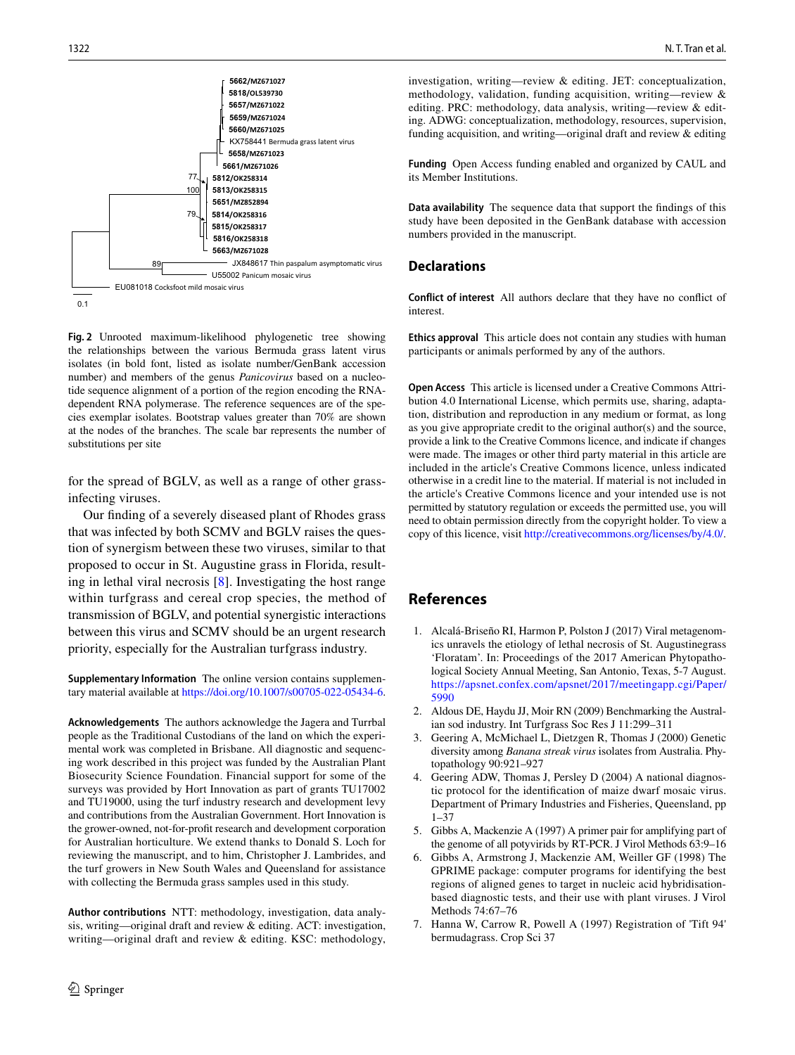Fig. 2 Unrooted maximum-likelihood phylogenetic tree showing the relationships between the various Bermuda grass latent virus isolates (in bold font, listed as isolate number/GenBank accession number) and members of the genus *Panicovirus* based on a nucleotide sequence alignment of a portion of the region encoding the RNA-dependent RNA polymerase. The reference sequences are of the species exemplar isolates. Bootstrap values greater than 70% are shown at the nodes of the branches. The scale bar represents the number of substitutions per site

for the spread of BGLV, as well as a range of other grass-infecting viruses.

Our finding of a severely diseased plant of Rhodes grass that was infected by both SCMV and BGLV raises the question of synergism between these two viruses, similar to that proposed to occur in St. Augustine grass in Florida, resulting in lethal viral necrosis [8]. Investigating the host range within turfgrass and cereal crop species, the method of transmission of BGLV, and potential synergistic interactions between this virus and SCMV should be an urgent research priority, especially for the Australian turfgrass industry.

**Supplementary Information** The online version contains supplementary material available at https://doi.org/10.1007/s00705-022-05434-6.

**Acknowledgements** The authors acknowledge the Jagera and Turrbal people as the Traditional Custodians of the land on which the experimental work was completed in Brisbane. All diagnostic and sequencing work described in this project was funded by the Australian Plant Biosecurity Science Foundation. Financial support for some of the surveys was provided by Hort Innovation as part of grants TU17002 and TU19000, using the turf industry research and development levy and contributions from the Australian Government. Hort Innovation is the grower-owned, not-for-profit research and development corporation for Australian horticulture. We extend thanks to Donald S. Loch for reviewing the manuscript, and to him, Christopher J. Lambrides, and the turf growers in New South Wales and Queensland for assistance with collecting the Bermuda grass samples used in this study.

**Author contributions** NTT: methodology, investigation, data analysis, writing—original draft and review & editing. ACT: investigation, writing—original draft and review & editing. KSC: methodology, investigation, writing—review & editing. JET: conceptualization, methodology, validation, funding acquisition, writing—review & editing. PRC: methodology, data analysis, writing—review & editing. ADWG: conceptualization, methodology, resources, supervision, funding acquisition, and writing—original draft and review & editing

**Funding** Open Access funding enabled and organized by CAUL and its Member Institutions.

**Data availability** The sequence data that support the findings of this study have been deposited in the GenBank database with accession numbers provided in the manuscript.

## Declarations

**Conflict of interest** All authors declare that they have no conflict of interest.

**Ethics approval** This article does not contain any studies with human participants or animals performed by any of the authors.

**Open Access** This article is licensed under a Creative Commons Attribution 4.0 International License, which permits use, sharing, adaptation, distribution and reproduction in any medium or format, as long as you give appropriate credit to the original author(s) and the source, provide a link to the Creative Commons licence, and indicate if changes were made. The images or other third party material in this article are included in the article's Creative Commons licence, unless indicated otherwise in a credit line to the material. If material is not included in the article's Creative Commons licence and your intended use is not permitted by statutory regulation or exceeds the permitted use, you will need to obtain permission directly from the copyright holder. To view a copy of this licence, visit http://creativecommons.org/licenses/by/4.0/.

## References

1. Alcalá-Briseño RI, Harmon P, Polston J (2017) Viral metagenomics unravels the etiology of lethal necrosis of St. Augustinegrass 'Floratam'. In: Proceedings of the 2017 American Phytopathological Society Annual Meeting, San Antonio, Texas, 5-7 August. https://apsnet.confex.com/apsnet/2017/meetingapp.cgi/Paper/5990
2. Aldous DE, Haydu JJ, Moir RN (2009) Benchmarking the Australian sod industry. Int Turfgrass Soc Res J 11:299–311
3. Geering A, McMichael L, Dietzgen R, Thomas J (2000) Genetic diversity among *Banana streak virus* isolates from Australia. Phytopathology 90:921–927
4. Geering ADW, Thomas J, Persley D (2004) A national diagnostic protocol for the identification of maize dwarf mosaic virus. Department of Primary Industries and Fisheries, Queensland, pp 1–37
5. Gibbs A, Mackenzie A (1997) A primer pair for amplifying part of the genome of all potyvirids by RT-PCR. J Virol Methods 63:9–16
6. Gibbs A, Armstrong J, Mackenzie AM, Weiller GF (1998) The GPRIME package: computer programs for identifying the best regions of aligned genes to target in nucleic acid hybridisation-based diagnostic tests, and their use with plant viruses. J Virol Methods 74:67–76
7. Hanna W, Carrow R, Powell A (1997) Registration of 'Tift 94' bermudagrass. Crop Sci 37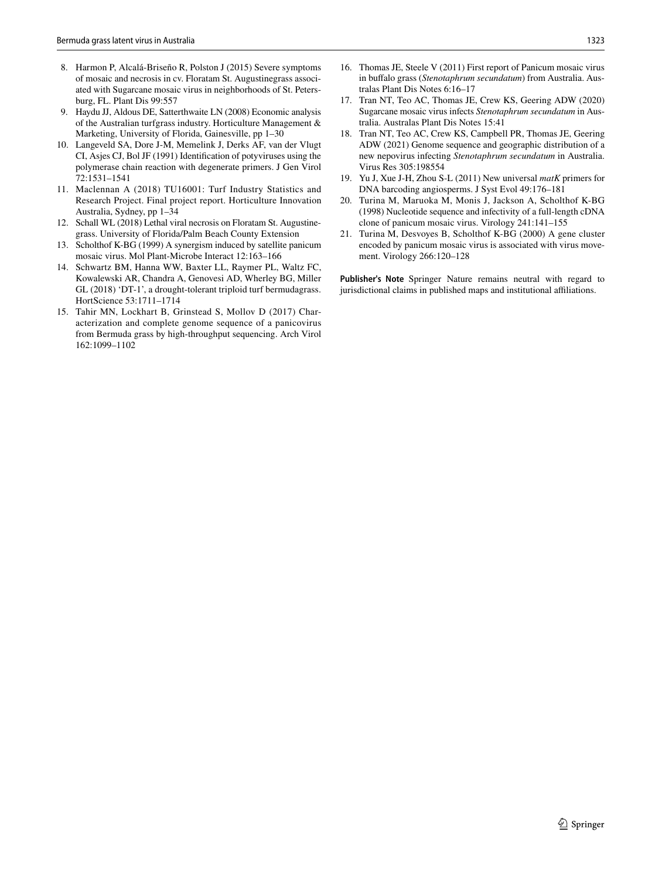8. Harmon P, Alcalá-Briseño R, Polston J (2015) Severe symptoms of mosaic and necrosis in cv. Floratam St. Augustinegrass associated with Sugarcane mosaic virus in neighborhoods of St. Petersburg, FL. Plant Dis 99:557
9. Haydu JJ, Aldous DE, Satterthwaite LN (2008) Economic analysis of the Australian turfgrass industry. Horticulture Management & Marketing, University of Florida, Gainesville, pp 1–30
10. Langeveld SA, Dore J-M, Memelink J, Derks AF, van der Vlugt CI, Asjes CJ, Bol JF (1991) Identification of potyviruses using the polymerase chain reaction with degenerate primers. J Gen Virol 72:1531–1541
11. Maclennan A (2018) TU16001: Turf Industry Statistics and Research Project. Final project report. Horticulture Innovation Australia, Sydney, pp 1–34
12. Schall WL (2018) Lethal viral necrosis on Floratam St. Augustinegrass. University of Florida/Palm Beach County Extension
13. Scholthof K-BG (1999) A synergism induced by satellite panicum mosaic virus. Mol Plant-Microbe Interact 12:163–166
14. Schwartz BM, Hanna WW, Baxter LL, Raymer PL, Waltz FC, Kowalewski AR, Chandra A, Genovesi AD, Wherley BG, Miller GL (2018) 'DT-1', a drought-tolerant triploid turf bermudagrass. HortScience 53:1711–1714
15. Tahir MN, Lockhart B, Grinstead S, Mollov D (2017) Characterization and complete genome sequence of a panicovirus from Bermuda grass by high-throughput sequencing. Arch Virol 162:1099–1102
16. Thomas JE, Steele V (2011) First report of Panicum mosaic virus in buffalo grass (*Stenotaphrum secundatum*) from Australia. Australas Plant Dis Notes 6:16–17
17. Tran NT, Teo AC, Thomas JE, Crew KS, Geering ADW (2020) Sugarcane mosaic virus infects *Stenotaphrum secundatum* in Australia. Australas Plant Dis Notes 15:41
18. Tran NT, Teo AC, Crew KS, Campbell PR, Thomas JE, Geering ADW (2021) Genome sequence and geographic distribution of a new nepovirus infecting *Stenotaphrum secundatum* in Australia. Virus Res 305:198554
19. Yu J, Xue J-H, Zhou S-L (2011) New universal *matK* primers for DNA barcoding angiosperms. J Syst Evol 49:176–181
20. Turina M, Maruoka M, Monis J, Jackson A, Scholthof K-BG (1998) Nucleotide sequence and infectivity of a full-length cDNA clone of panicum mosaic virus. Virology 241:141–155
21. Turina M, Desvoyes B, Scholthof K-BG (2000) A gene cluster encoded by panicum mosaic virus is associated with virus movement. Virology 266:120–128

**Publisher's Note** Springer Nature remains neutral with regard to jurisdictional claims in published maps and institutional affiliations.